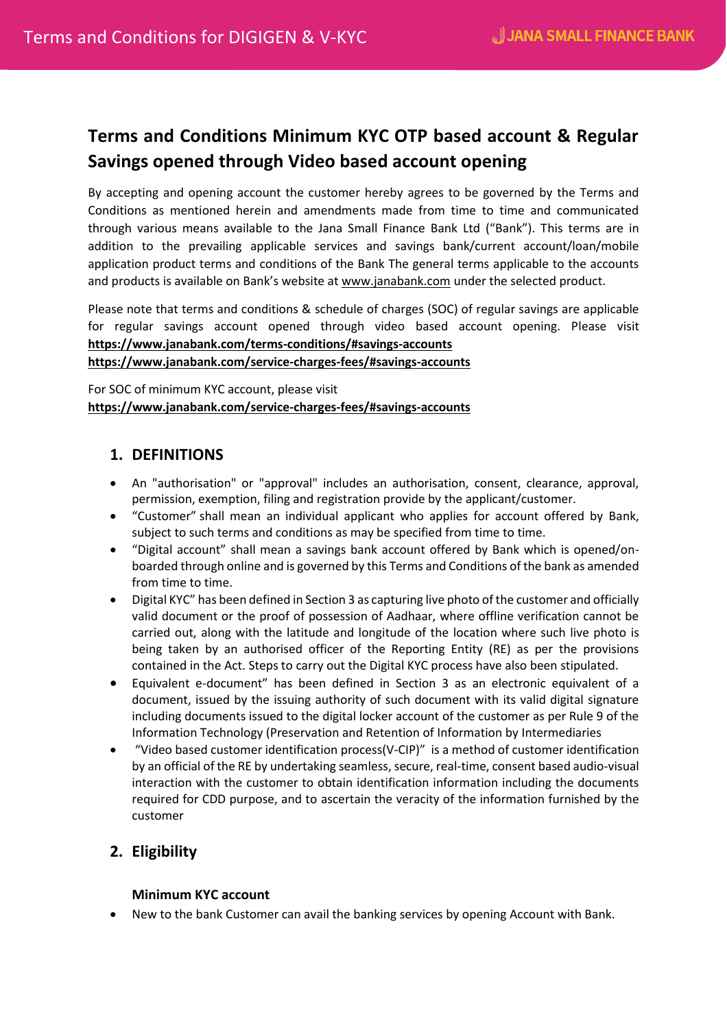# Terms and Conditions Minimum KYC OTP based account & Regular Savings opened through Video based account opening

By accepting and opening account the customer hereby agrees to be governed by the Terms and Conditions as mentioned herein and amendments made from time to time and communicated through various means available to the Jana Small Finance Bank Ltd ("Bank"). This terms are in addition to the prevailing applicable services and savings bank/current account/loan/mobile application product terms and conditions of the Bank The general terms applicable to the accounts and products is available on Bank's website at www.janabank.com under the selected product.

Please note that terms and conditions & schedule of charges (SOC) of regular savings are applicable for regular savings account opened through video based account opening. Please visit
**https://www.janabank.com/terms-conditions/#savings-accounts**
**https://www.janabank.com/service-charges-fees/#savings-accounts**

For SOC of minimum KYC account, please visit
**https://www.janabank.com/service-charges-fees/#savings-accounts**

## 1. DEFINITIONS

- An "authorisation" or "approval" includes an authorisation, consent, clearance, approval, permission, exemption, filing and registration provide by the applicant/customer.
- "Customer" shall mean an individual applicant who applies for account offered by Bank, subject to such terms and conditions as may be specified from time to time.
- "Digital account" shall mean a savings bank account offered by Bank which is opened/on-boarded through online and is governed by this Terms and Conditions of the bank as amended from time to time.
- Digital KYC" has been defined in Section 3 as capturing live photo of the customer and officially valid document or the proof of possession of Aadhaar, where offline verification cannot be carried out, along with the latitude and longitude of the location where such live photo is being taken by an authorised officer of the Reporting Entity (RE) as per the provisions contained in the Act. Steps to carry out the Digital KYC process have also been stipulated.
- Equivalent e-document" has been defined in Section 3 as an electronic equivalent of a document, issued by the issuing authority of such document with its valid digital signature including documents issued to the digital locker account of the customer as per Rule 9 of the Information Technology (Preservation and Retention of Information by Intermediaries
- "Video based customer identification process(V-CIP)" is a method of customer identification by an official of the RE by undertaking seamless, secure, real-time, consent based audio-visual interaction with the customer to obtain identification information including the documents required for CDD purpose, and to ascertain the veracity of the information furnished by the customer

## 2. Eligibility

**Minimum KYC account**

- New to the bank Customer can avail the banking services by opening Account with Bank.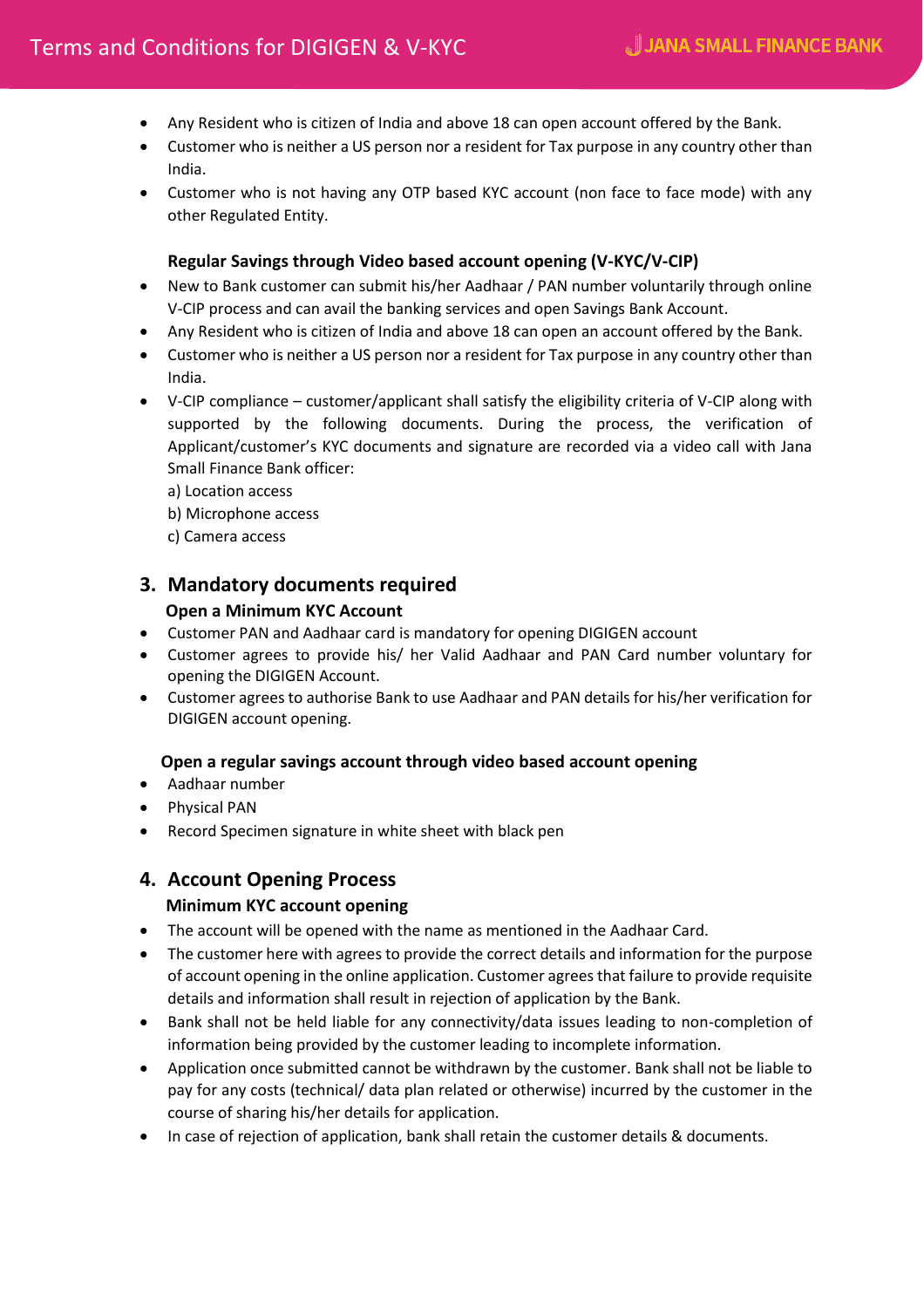- Any Resident who is citizen of India and above 18 can open account offered by the Bank.
- Customer who is neither a US person nor a resident for Tax purpose in any country other than India.
- Customer who is not having any OTP based KYC account (non face to face mode) with any other Regulated Entity.

**Regular Savings through Video based account opening (V-KYC/V-CIP)**

- New to Bank customer can submit his/her Aadhaar / PAN number voluntarily through online V-CIP process and can avail the banking services and open Savings Bank Account.
- Any Resident who is citizen of India and above 18 can open an account offered by the Bank.
- Customer who is neither a US person nor a resident for Tax purpose in any country other than India.
- V-CIP compliance – customer/applicant shall satisfy the eligibility criteria of V-CIP along with supported by the following documents. During the process, the verification of Applicant/customer's KYC documents and signature are recorded via a video call with Jana Small Finance Bank officer:
  a) Location access
  b) Microphone access
  c) Camera access

## 3. Mandatory documents required

**Open a Minimum KYC Account**

- Customer PAN and Aadhaar card is mandatory for opening DIGIGEN account
- Customer agrees to provide his/ her Valid Aadhaar and PAN Card number voluntary for opening the DIGIGEN Account.
- Customer agrees to authorise Bank to use Aadhaar and PAN details for his/her verification for DIGIGEN account opening.

**Open a regular savings account through video based account opening**

- Aadhaar number
- Physical PAN
- Record Specimen signature in white sheet with black pen

## 4. Account Opening Process

**Minimum KYC account opening**

- The account will be opened with the name as mentioned in the Aadhaar Card.
- The customer here with agrees to provide the correct details and information for the purpose of account opening in the online application. Customer agrees that failure to provide requisite details and information shall result in rejection of application by the Bank.
- Bank shall not be held liable for any connectivity/data issues leading to non-completion of information being provided by the customer leading to incomplete information.
- Application once submitted cannot be withdrawn by the customer. Bank shall not be liable to pay for any costs (technical/ data plan related or otherwise) incurred by the customer in the course of sharing his/her details for application.
- In case of rejection of application, bank shall retain the customer details & documents.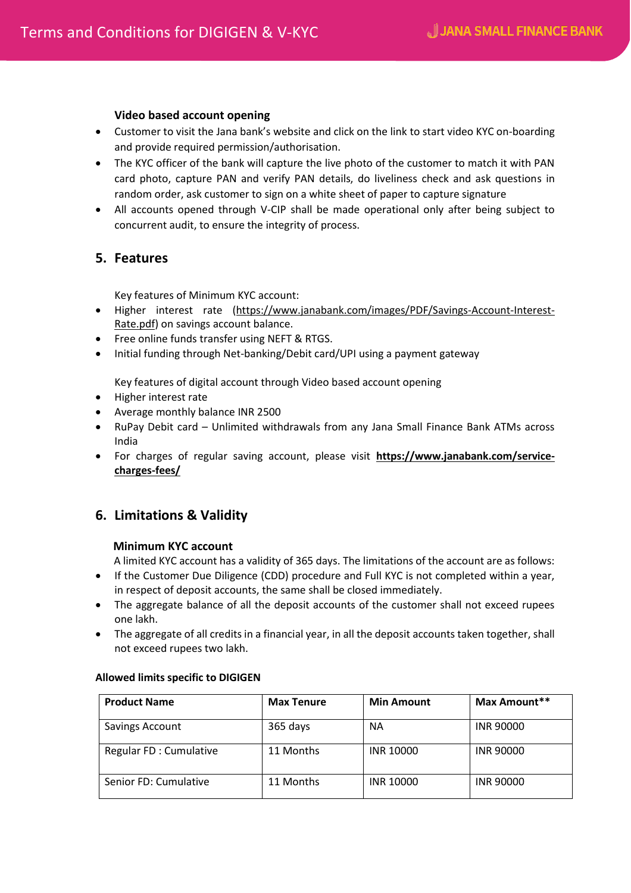**Video based account opening**

- Customer to visit the Jana bank's website and click on the link to start video KYC on-boarding and provide required permission/authorisation.
- The KYC officer of the bank will capture the live photo of the customer to match it with PAN card photo, capture PAN and verify PAN details, do liveliness check and ask questions in random order, ask customer to sign on a white sheet of paper to capture signature
- All accounts opened through V-CIP shall be made operational only after being subject to concurrent audit, to ensure the integrity of process.

## 5. Features

Key features of Minimum KYC account:

- Higher interest rate (https://www.janabank.com/images/PDF/Savings-Account-Interest-Rate.pdf) on savings account balance.
- Free online funds transfer using NEFT & RTGS.
- Initial funding through Net-banking/Debit card/UPI using a payment gateway

Key features of digital account through Video based account opening

- Higher interest rate
- Average monthly balance INR 2500
- RuPay Debit card – Unlimited withdrawals from any Jana Small Finance Bank ATMs across India
- For charges of regular saving account, please visit **https://www.janabank.com/service-charges-fees/**

## 6. Limitations & Validity

**Minimum KYC account**

A limited KYC account has a validity of 365 days. The limitations of the account are as follows:

- If the Customer Due Diligence (CDD) procedure and Full KYC is not completed within a year, in respect of deposit accounts, the same shall be closed immediately.
- The aggregate balance of all the deposit accounts of the customer shall not exceed rupees one lakh.
- The aggregate of all credits in a financial year, in all the deposit accounts taken together, shall not exceed rupees two lakh.

**Allowed limits specific to DIGIGEN**

| Product Name | Max Tenure | Min Amount | Max Amount** |
|---|---|---|---|
| Savings Account | 365 days | NA | INR 90000 |
| Regular FD : Cumulative | 11 Months | INR 10000 | INR 90000 |
| Senior FD: Cumulative | 11 Months | INR 10000 | INR 90000 |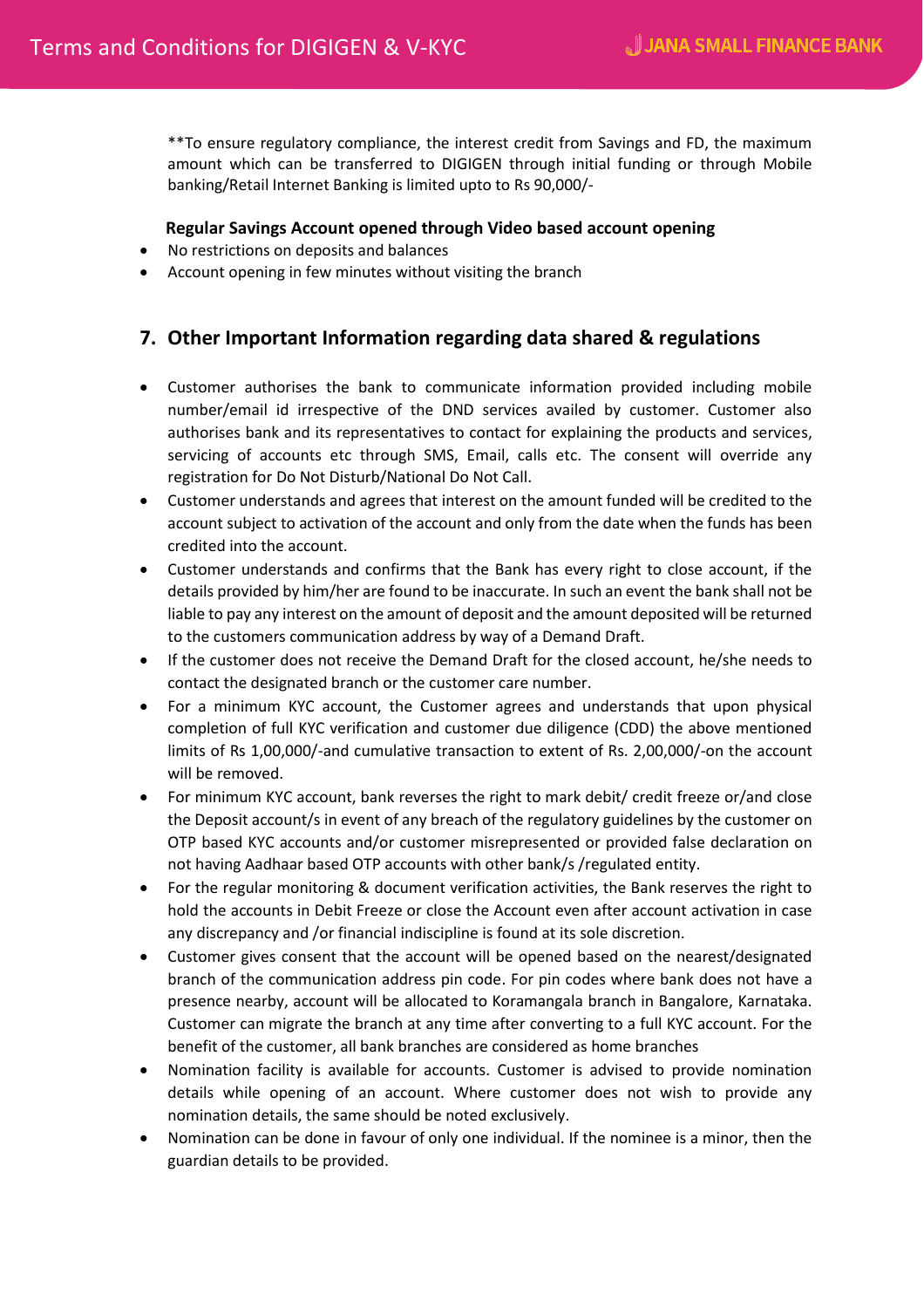**To ensure regulatory compliance, the interest credit from Savings and FD, the maximum amount which can be transferred to DIGIGEN through initial funding or through Mobile banking/Retail Internet Banking is limited upto to Rs 90,000/-

**Regular Savings Account opened through Video based account opening**

- No restrictions on deposits and balances
- Account opening in few minutes without visiting the branch

## 7. Other Important Information regarding data shared & regulations

- Customer authorises the bank to communicate information provided including mobile number/email id irrespective of the DND services availed by customer. Customer also authorises bank and its representatives to contact for explaining the products and services, servicing of accounts etc through SMS, Email, calls etc. The consent will override any registration for Do Not Disturb/National Do Not Call.
- Customer understands and agrees that interest on the amount funded will be credited to the account subject to activation of the account and only from the date when the funds has been credited into the account.
- Customer understands and confirms that the Bank has every right to close account, if the details provided by him/her are found to be inaccurate. In such an event the bank shall not be liable to pay any interest on the amount of deposit and the amount deposited will be returned to the customers communication address by way of a Demand Draft.
- If the customer does not receive the Demand Draft for the closed account, he/she needs to contact the designated branch or the customer care number.
- For a minimum KYC account, the Customer agrees and understands that upon physical completion of full KYC verification and customer due diligence (CDD) the above mentioned limits of Rs 1,00,000/-and cumulative transaction to extent of Rs. 2,00,000/-on the account will be removed.
- For minimum KYC account, bank reverses the right to mark debit/ credit freeze or/and close the Deposit account/s in event of any breach of the regulatory guidelines by the customer on OTP based KYC accounts and/or customer misrepresented or provided false declaration on not having Aadhaar based OTP accounts with other bank/s /regulated entity.
- For the regular monitoring & document verification activities, the Bank reserves the right to hold the accounts in Debit Freeze or close the Account even after account activation in case any discrepancy and /or financial indiscipline is found at its sole discretion.
- Customer gives consent that the account will be opened based on the nearest/designated branch of the communication address pin code. For pin codes where bank does not have a presence nearby, account will be allocated to Koramangala branch in Bangalore, Karnataka. Customer can migrate the branch at any time after converting to a full KYC account. For the benefit of the customer, all bank branches are considered as home branches
- Nomination facility is available for accounts. Customer is advised to provide nomination details while opening of an account. Where customer does not wish to provide any nomination details, the same should be noted exclusively.
- Nomination can be done in favour of only one individual. If the nominee is a minor, then the guardian details to be provided.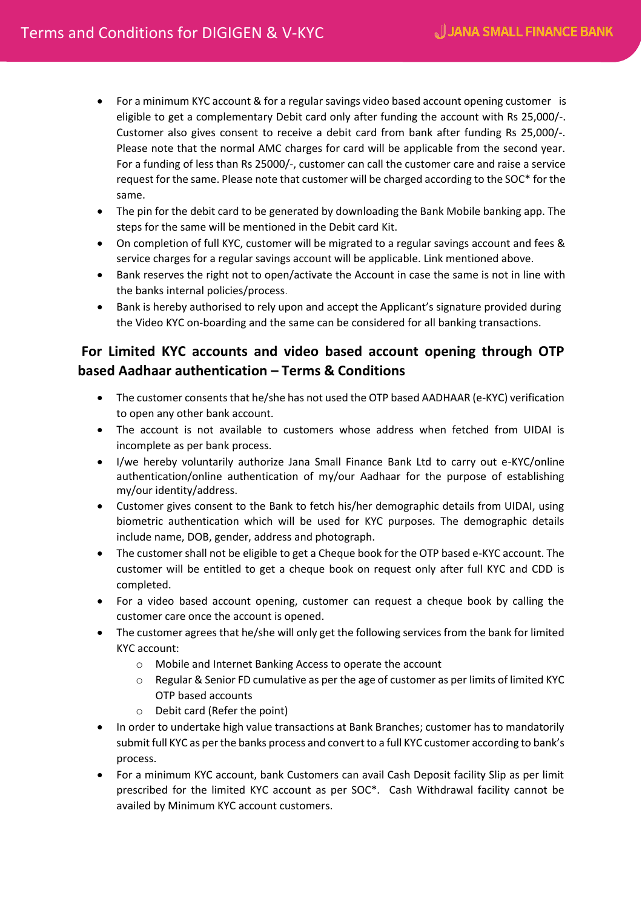- For a minimum KYC account & for a regular savings video based account opening customer is eligible to get a complementary Debit card only after funding the account with Rs 25,000/-. Customer also gives consent to receive a debit card from bank after funding Rs 25,000/-. Please note that the normal AMC charges for card will be applicable from the second year. For a funding of less than Rs 25000/-, customer can call the customer care and raise a service request for the same. Please note that customer will be charged according to the SOC* for the same.
- The pin for the debit card to be generated by downloading the Bank Mobile banking app. The steps for the same will be mentioned in the Debit card Kit.
- On completion of full KYC, customer will be migrated to a regular savings account and fees & service charges for a regular savings account will be applicable. Link mentioned above.
- Bank reserves the right not to open/activate the Account in case the same is not in line with the banks internal policies/process.
- Bank is hereby authorised to rely upon and accept the Applicant's signature provided during the Video KYC on-boarding and the same can be considered for all banking transactions.

## For Limited KYC accounts and video based account opening through OTP based Aadhaar authentication – Terms & Conditions

- The customer consents that he/she has not used the OTP based AADHAAR (e-KYC) verification to open any other bank account.
- The account is not available to customers whose address when fetched from UIDAI is incomplete as per bank process.
- I/we hereby voluntarily authorize Jana Small Finance Bank Ltd to carry out e-KYC/online authentication/online authentication of my/our Aadhaar for the purpose of establishing my/our identity/address.
- Customer gives consent to the Bank to fetch his/her demographic details from UIDAI, using biometric authentication which will be used for KYC purposes. The demographic details include name, DOB, gender, address and photograph.
- The customer shall not be eligible to get a Cheque book for the OTP based e-KYC account. The customer will be entitled to get a cheque book on request only after full KYC and CDD is completed.
- For a video based account opening, customer can request a cheque book by calling the customer care once the account is opened.
- The customer agrees that he/she will only get the following services from the bank for limited KYC account:
  - Mobile and Internet Banking Access to operate the account
  - Regular & Senior FD cumulative as per the age of customer as per limits of limited KYC OTP based accounts
  - Debit card (Refer the point)
- In order to undertake high value transactions at Bank Branches; customer has to mandatorily submit full KYC as per the banks process and convert to a full KYC customer according to bank's process.
- For a minimum KYC account, bank Customers can avail Cash Deposit facility Slip as per limit prescribed for the limited KYC account as per SOC*. Cash Withdrawal facility cannot be availed by Minimum KYC account customers.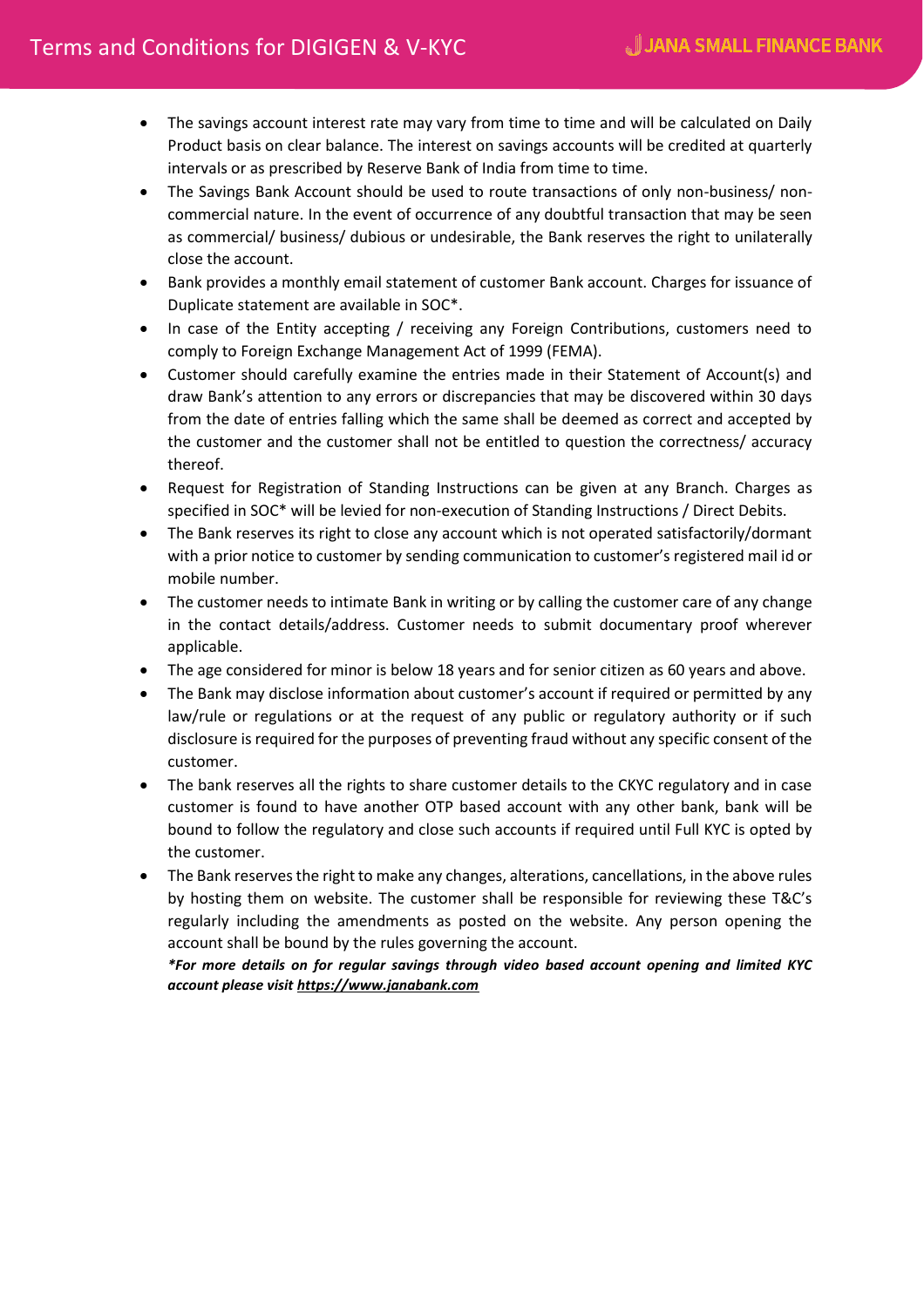- The savings account interest rate may vary from time to time and will be calculated on Daily Product basis on clear balance. The interest on savings accounts will be credited at quarterly intervals or as prescribed by Reserve Bank of India from time to time.
- The Savings Bank Account should be used to route transactions of only non-business/ non-commercial nature. In the event of occurrence of any doubtful transaction that may be seen as commercial/ business/ dubious or undesirable, the Bank reserves the right to unilaterally close the account.
- Bank provides a monthly email statement of customer Bank account. Charges for issuance of Duplicate statement are available in SOC*.
- In case of the Entity accepting / receiving any Foreign Contributions, customers need to comply to Foreign Exchange Management Act of 1999 (FEMA).
- Customer should carefully examine the entries made in their Statement of Account(s) and draw Bank's attention to any errors or discrepancies that may be discovered within 30 days from the date of entries falling which the same shall be deemed as correct and accepted by the customer and the customer shall not be entitled to question the correctness/ accuracy thereof.
- Request for Registration of Standing Instructions can be given at any Branch. Charges as specified in SOC* will be levied for non-execution of Standing Instructions / Direct Debits.
- The Bank reserves its right to close any account which is not operated satisfactorily/dormant with a prior notice to customer by sending communication to customer's registered mail id or mobile number.
- The customer needs to intimate Bank in writing or by calling the customer care of any change in the contact details/address. Customer needs to submit documentary proof wherever applicable.
- The age considered for minor is below 18 years and for senior citizen as 60 years and above.
- The Bank may disclose information about customer's account if required or permitted by any law/rule or regulations or at the request of any public or regulatory authority or if such disclosure is required for the purposes of preventing fraud without any specific consent of the customer.
- The bank reserves all the rights to share customer details to the CKYC regulatory and in case customer is found to have another OTP based account with any other bank, bank will be bound to follow the regulatory and close such accounts if required until Full KYC is opted by the customer.
- The Bank reserves the right to make any changes, alterations, cancellations, in the above rules by hosting them on website. The customer shall be responsible for reviewing these T&C's regularly including the amendments as posted on the website. Any person opening the account shall be bound by the rules governing the account.

***\*For more details on for regular savings through video based account opening and limited KYC account please visit https://www.janabank.com***